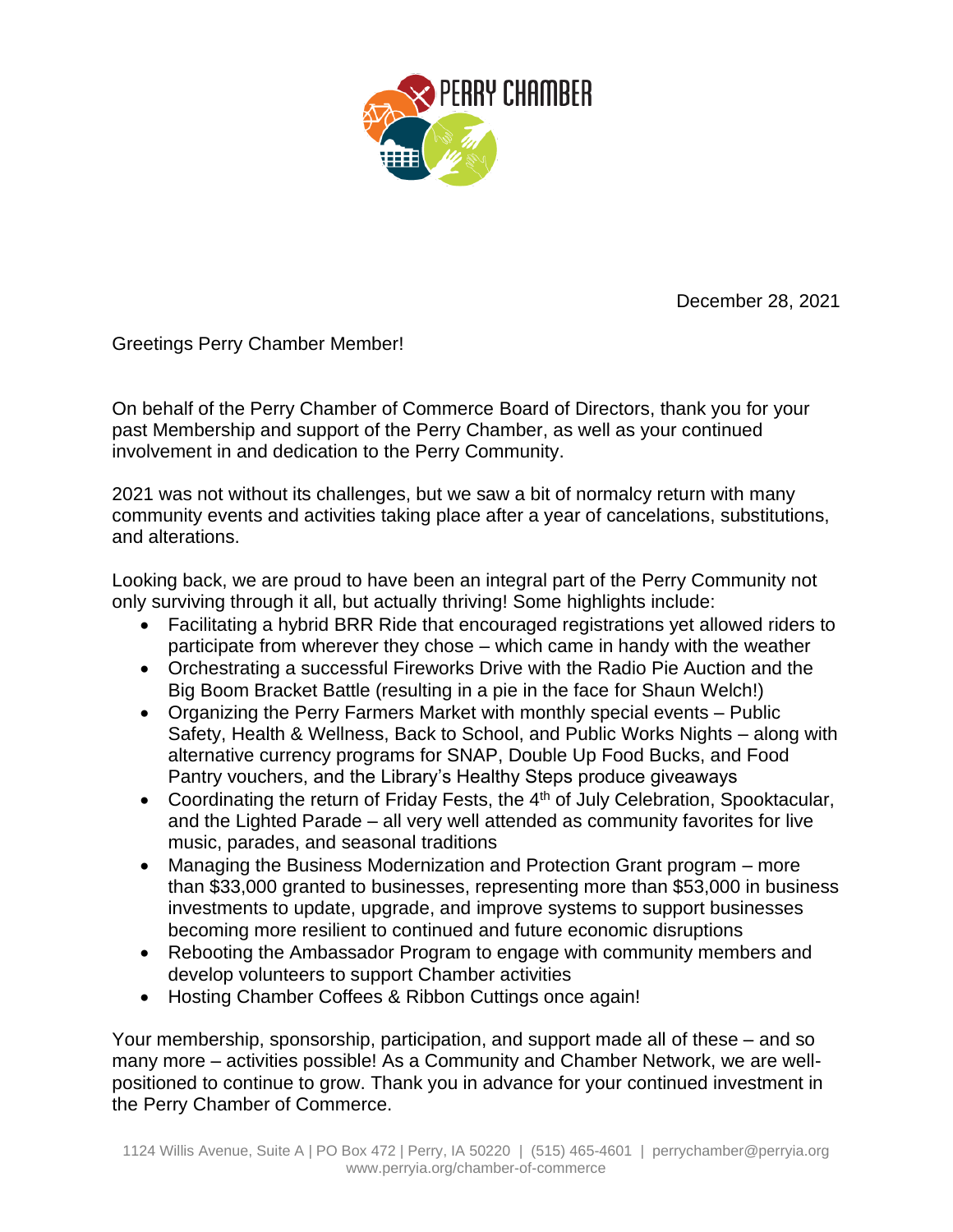PERRY CHAMBER

December 28, 2021

Greetings Perry Chamber Member!

On behalf of the Perry Chamber of Commerce Board of Directors, thank you for your past Membership and support of the Perry Chamber, as well as your continued involvement in and dedication to the Perry Community.

2021 was not without its challenges, but we saw a bit of normalcy return with many community events and activities taking place after a year of cancelations, substitutions, and alterations.

Looking back, we are proud to have been an integral part of the Perry Community not only surviving through it all, but actually thriving! Some highlights include:

- Facilitating a hybrid BRR Ride that encouraged registrations yet allowed riders to participate from wherever they chose – which came in handy with the weather
- Orchestrating a successful Fireworks Drive with the Radio Pie Auction and the Big Boom Bracket Battle (resulting in a pie in the face for Shaun Welch!)
- Organizing the Perry Farmers Market with monthly special events – Public Safety, Health & Wellness, Back to School, and Public Works Nights – along with alternative currency programs for SNAP, Double Up Food Bucks, and Food Pantry vouchers, and the Library's Healthy Steps produce giveaways
- Coordinating the return of Friday Fests, the 4th of July Celebration, Spooktacular, and the Lighted Parade – all very well attended as community favorites for live music, parades, and seasonal traditions
- Managing the Business Modernization and Protection Grant program – more than $33,000 granted to businesses, representing more than $53,000 in business investments to update, upgrade, and improve systems to support businesses becoming more resilient to continued and future economic disruptions
- Rebooting the Ambassador Program to engage with community members and develop volunteers to support Chamber activities
- Hosting Chamber Coffees & Ribbon Cuttings once again!

Your membership, sponsorship, participation, and support made all of these – and so many more – activities possible! As a Community and Chamber Network, we are well-positioned to continue to grow. Thank you in advance for your continued investment in the Perry Chamber of Commerce.

1124 Willis Avenue, Suite A | PO Box 472 | Perry, IA 50220 | (515) 465-4601 | perrychamber@perryia.org
www.perryia.org/chamber-of-commerce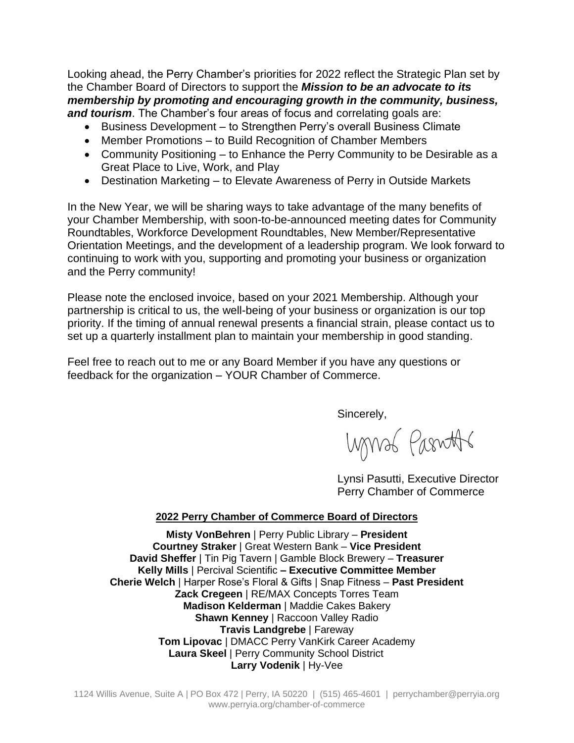Looking ahead, the Perry Chamber's priorities for 2022 reflect the Strategic Plan set by the Chamber Board of Directors to support the ***Mission to be an advocate to its membership by promoting and encouraging growth in the community, business, and tourism***. The Chamber's four areas of focus and correlating goals are:

- Business Development – to Strengthen Perry's overall Business Climate
- Member Promotions – to Build Recognition of Chamber Members
- Community Positioning – to Enhance the Perry Community to be Desirable as a Great Place to Live, Work, and Play
- Destination Marketing – to Elevate Awareness of Perry in Outside Markets

In the New Year, we will be sharing ways to take advantage of the many benefits of your Chamber Membership, with soon-to-be-announced meeting dates for Community Roundtables, Workforce Development Roundtables, New Member/Representative Orientation Meetings, and the development of a leadership program. We look forward to continuing to work with you, supporting and promoting your business or organization and the Perry community!

Please note the enclosed invoice, based on your 2021 Membership. Although your partnership is critical to us, the well-being of your business or organization is our top priority. If the timing of annual renewal presents a financial strain, please contact us to set up a quarterly installment plan to maintain your membership in good standing.

Feel free to reach out to me or any Board Member if you have any questions or feedback for the organization – YOUR Chamber of Commerce.

Sincerely,

Lynsi Pasutti, Executive Director
Perry Chamber of Commerce

**2022 Perry Chamber of Commerce Board of Directors**

**Misty VonBehren** | Perry Public Library – **President**
**Courtney Straker** | Great Western Bank – **Vice President**
**David Sheffer** | Tin Pig Tavern | Gamble Block Brewery – **Treasurer**
**Kelly Mills** | Percival Scientific **– Executive Committee Member**
**Cherie Welch** | Harper Rose's Floral & Gifts | Snap Fitness – **Past President**
**Zack Cregeen** | RE/MAX Concepts Torres Team
**Madison Kelderman** | Maddie Cakes Bakery
**Shawn Kenney** | Raccoon Valley Radio
**Travis Landgrebe** | Fareway
**Tom Lipovac** | DMACC Perry VanKirk Career Academy
**Laura Skeel** | Perry Community School District
**Larry Vodenik** | Hy-Vee

1124 Willis Avenue, Suite A | PO Box 472 | Perry, IA 50220 | (515) 465-4601 | perrychamber@perryia.org
www.perryia.org/chamber-of-commerce